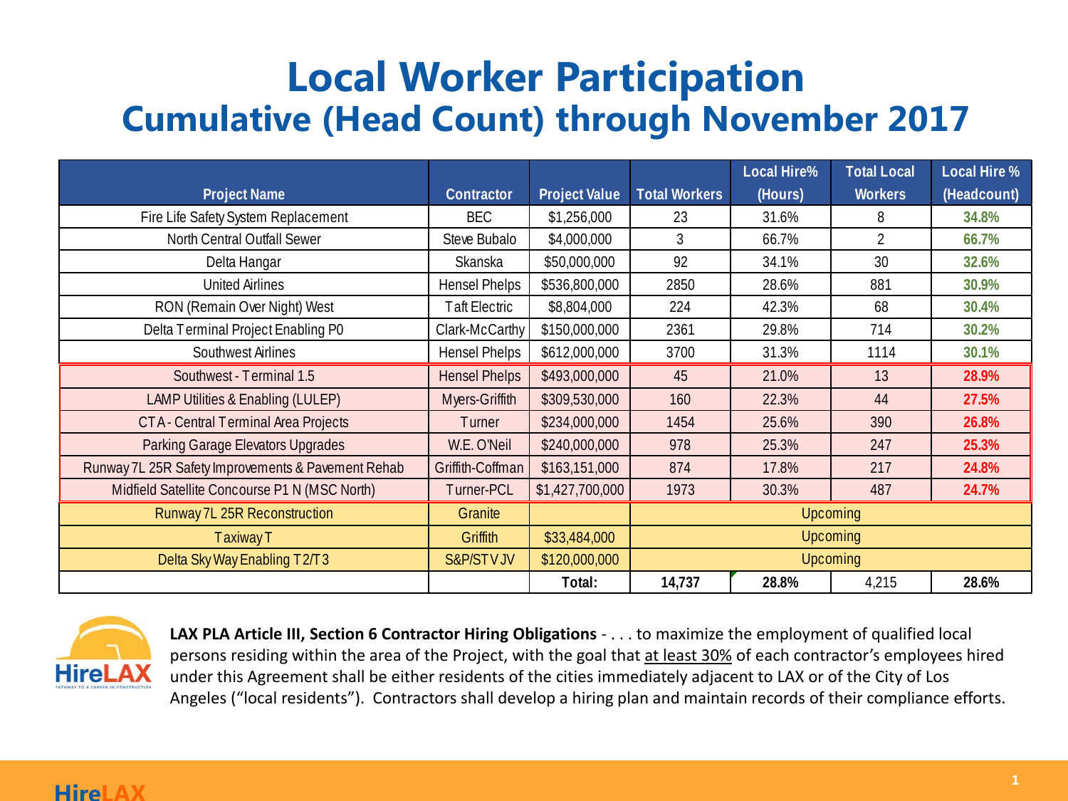# Local Worker Participation
## Cumulative (Head Count) through November 2017

| Project Name | Contractor | Project Value | Total Workers | Local Hire% (Hours) | Total Local Workers | Local Hire % (Headcount) |
|---|---|---|---|---|---|---|
| Fire Life Safety System Replacement | BEC | $1,256,000 | 23 | 31.6% | 8 | 34.8% |
| North Central Outfall Sewer | Steve Bubalo | $4,000,000 | 3 | 66.7% | 2 | 66.7% |
| Delta Hangar | Skanska | $50,000,000 | 92 | 34.1% | 30 | 32.6% |
| United Airlines | Hensel Phelps | $536,800,000 | 2850 | 28.6% | 881 | 30.9% |
| RON (Remain Over Night) West | Taft Electric | $8,804,000 | 224 | 42.3% | 68 | 30.4% |
| Delta Terminal Project Enabling P0 | Clark-McCarthy | $150,000,000 | 2361 | 29.8% | 714 | 30.2% |
| Southwest Airlines | Hensel Phelps | $612,000,000 | 3700 | 31.3% | 1114 | 30.1% |
| Southwest - Terminal 1.5 | Hensel Phelps | $493,000,000 | 45 | 21.0% | 13 | 28.9% |
| LAMP Utilities & Enabling (LULEP) | Myers-Griffith | $309,530,000 | 160 | 22.3% | 44 | 27.5% |
| CTA - Central Terminal Area Projects | Turner | $234,000,000 | 1454 | 25.6% | 390 | 26.8% |
| Parking Garage Elevators Upgrades | W.E. O'Neil | $240,000,000 | 978 | 25.3% | 247 | 25.3% |
| Runway 7L 25R Safety Improvements & Pavement Rehab | Griffith-Coffman | $163,151,000 | 874 | 17.8% | 217 | 24.8% |
| Midfield Satellite Concourse P1 N (MSC North) | Turner-PCL | $1,427,700,000 | 1973 | 30.3% | 487 | 24.7% |
| Runway 7L 25R Reconstruction | Granite | | Upcoming | | | |
| Taxiway T | Griffith | $33,484,000 | Upcoming | | | |
| Delta Sky Way Enabling T2/T3 | S&P/STV JV | $120,000,000 | Upcoming | | | |
| | | **Total:** | **14,737** | **28.8%** | 4,215 | **28.6%** |

**LAX PLA Article III, Section 6 Contractor Hiring Obligations** - . . . to maximize the employment of qualified local persons residing within the area of the Project, with the goal that at least 30% of each contractor's employees hired under this Agreement shall be either residents of the cities immediately adjacent to LAX or of the City of Los Angeles ("local residents"). Contractors shall develop a hiring plan and maintain records of their compliance efforts.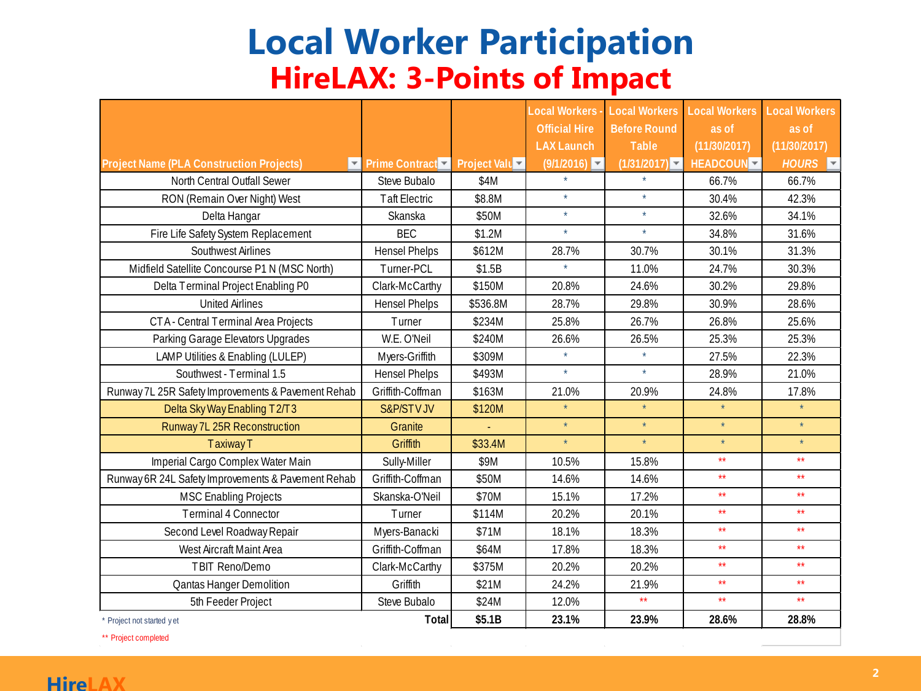# Local Worker Participation

## HireLAX: 3-Points of Impact

| Project Name (PLA Construction Projects) | Prime Contract | Project Valu | Local Workers - Official Hire LAX Launch (9/1/2016) | Local Workers Before Round Table (1/31/2017) | Local Workers as of (11/30/2017) HEADCOUN | Local Workers as of (11/30/2017) *HOURS* |
|---|---|---|---|---|---|---|
| North Central Outfall Sewer | Steve Bubalo | $4M | * | * | 66.7% | 66.7% |
| RON (Remain Over Night) West | Taft Electric | $8.8M | * | * | 30.4% | 42.3% |
| Delta Hangar | Skanska | $50M | * | * | 32.6% | 34.1% |
| Fire Life Safety System Replacement | BEC | $1.2M | * | * | 34.8% | 31.6% |
| Southwest Airlines | Hensel Phelps | $612M | 28.7% | 30.7% | 30.1% | 31.3% |
| Midfield Satellite Concourse P1 N (MSC North) | Turner-PCL | $1.5B | * | 11.0% | 24.7% | 30.3% |
| Delta Terminal Project Enabling P0 | Clark-McCarthy | $150M | 20.8% | 24.6% | 30.2% | 29.8% |
| United Airlines | Hensel Phelps | $536.8M | 28.7% | 29.8% | 30.9% | 28.6% |
| CTA - Central Terminal Area Projects | Turner | $234M | 25.8% | 26.7% | 26.8% | 25.6% |
| Parking Garage Elevators Upgrades | W.E. O'Neil | $240M | 26.6% | 26.5% | 25.3% | 25.3% |
| LAMP Utilities & Enabling (LULEP) | Myers-Griffith | $309M | * | * | 27.5% | 22.3% |
| Southwest - Terminal 1.5 | Hensel Phelps | $493M | * | * | 28.9% | 21.0% |
| Runway 7L 25R Safety Improvements & Pavement Rehab | Griffith-Coffman | $163M | 21.0% | 20.9% | 24.8% | 17.8% |
| Delta Sky Way Enabling T2/T3 | S&P/STV JV | $120M | * | * | * | * |
| Runway 7L 25R Reconstruction | Granite | - | * | * | * | * |
| Taxiway T | Griffith | $33.4M | * | * | * | * |
| Imperial Cargo Complex Water Main | Sully-Miller | $9M | 10.5% | 15.8% | ** | ** |
| Runway 6R 24L Safety Improvements & Pavement Rehab | Griffith-Coffman | $50M | 14.6% | 14.6% | ** | ** |
| MSC Enabling Projects | Skanska-O'Neil | $70M | 15.1% | 17.2% | ** | ** |
| Terminal 4 Connector | Turner | $114M | 20.2% | 20.1% | ** | ** |
| Second Level Roadway Repair | Myers-Banacki | $71M | 18.1% | 18.3% | ** | ** |
| West Aircraft Maint Area | Griffith-Coffman | $64M | 17.8% | 18.3% | ** | ** |
| TBIT Reno/Demo | Clark-McCarthy | $375M | 20.2% | 20.2% | ** | ** |
| Qantas Hanger Demolition | Griffith | $21M | 24.2% | 21.9% | ** | ** |
| 5th Feeder Project | Steve Bubalo | $24M | 12.0% | ** | ** | ** |
| | **Total** | **$5.1B** | **23.1%** | **23.9%** | **28.6%** | **28.8%** |

\* Project not started yet

\*\* Project completed

HireLAX